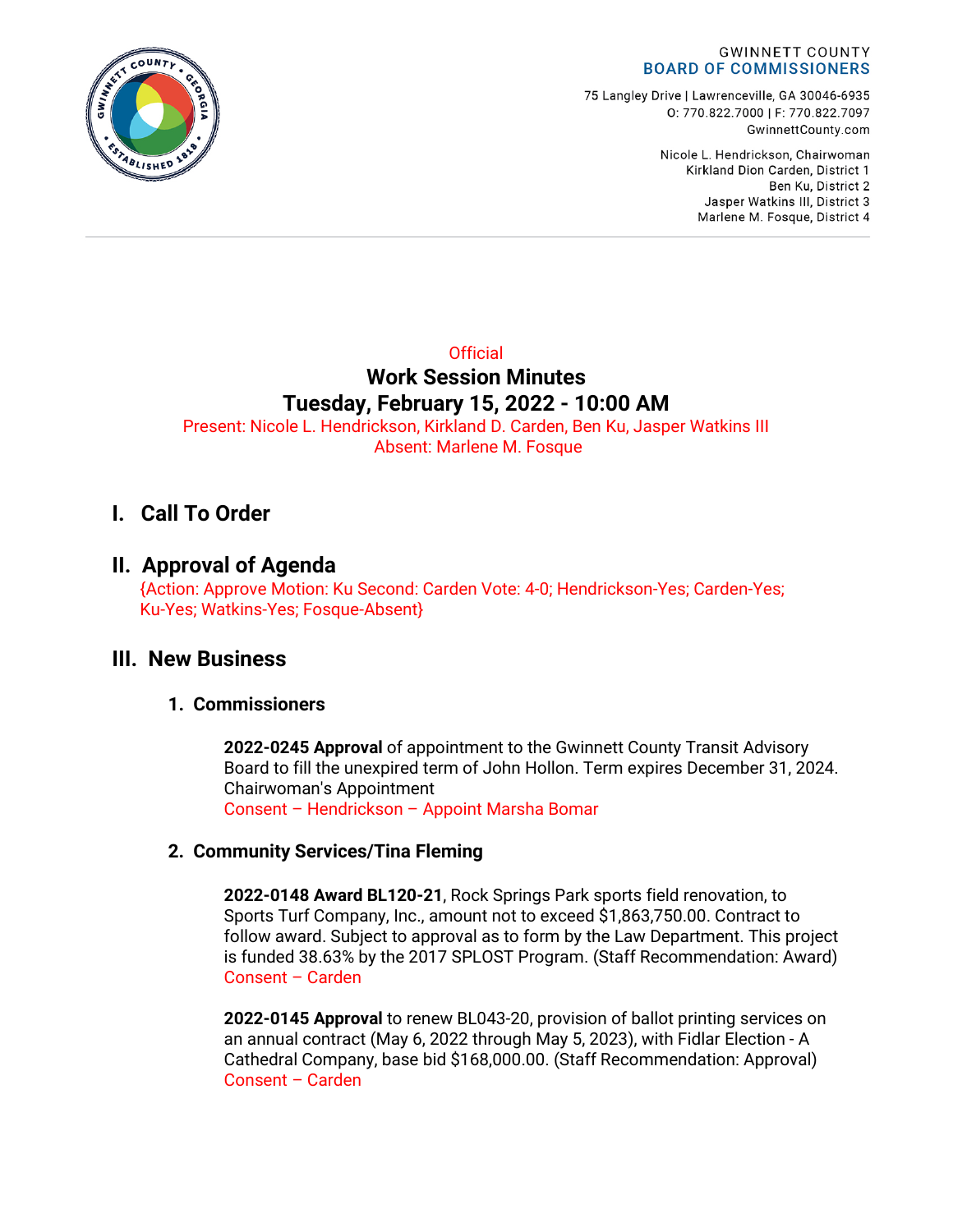GWINNETT COUNTY
**BOARD OF COMMISSIONERS**

75 Langley Drive | Lawrenceville, GA 30046-6935
O: 770.822.7000 | F: 770.822.7097
GwinnettCounty.com

Nicole L. Hendrickson, Chairwoman
Kirkland Dion Carden, District 1
Ben Ku, District 2
Jasper Watkins III, District 3
Marlene M. Fosque, District 4

Official

# Work Session Minutes
# Tuesday, February 15, 2022 - 10:00 AM

Present: Nicole L. Hendrickson, Kirkland D. Carden, Ben Ku, Jasper Watkins III
Absent: Marlene M. Fosque

## I. Call To Order

## II. Approval of Agenda

{Action: Approve Motion: Ku Second: Carden Vote: 4-0; Hendrickson-Yes; Carden-Yes; Ku-Yes; Watkins-Yes; Fosque-Absent}

## III. New Business

### 1. Commissioners

**2022-0245 Approval** of appointment to the Gwinnett County Transit Advisory Board to fill the unexpired term of John Hollon. Term expires December 31, 2024. Chairwoman's Appointment
Consent – Hendrickson – Appoint Marsha Bomar

### 2. Community Services/Tina Fleming

**2022-0148 Award BL120-21**, Rock Springs Park sports field renovation, to Sports Turf Company, Inc., amount not to exceed $1,863,750.00. Contract to follow award. Subject to approval as to form by the Law Department. This project is funded 38.63% by the 2017 SPLOST Program. (Staff Recommendation: Award)
Consent – Carden

**2022-0145 Approval** to renew BL043-20, provision of ballot printing services on an annual contract (May 6, 2022 through May 5, 2023), with Fidlar Election - A Cathedral Company, base bid $168,000.00. (Staff Recommendation: Approval)
Consent – Carden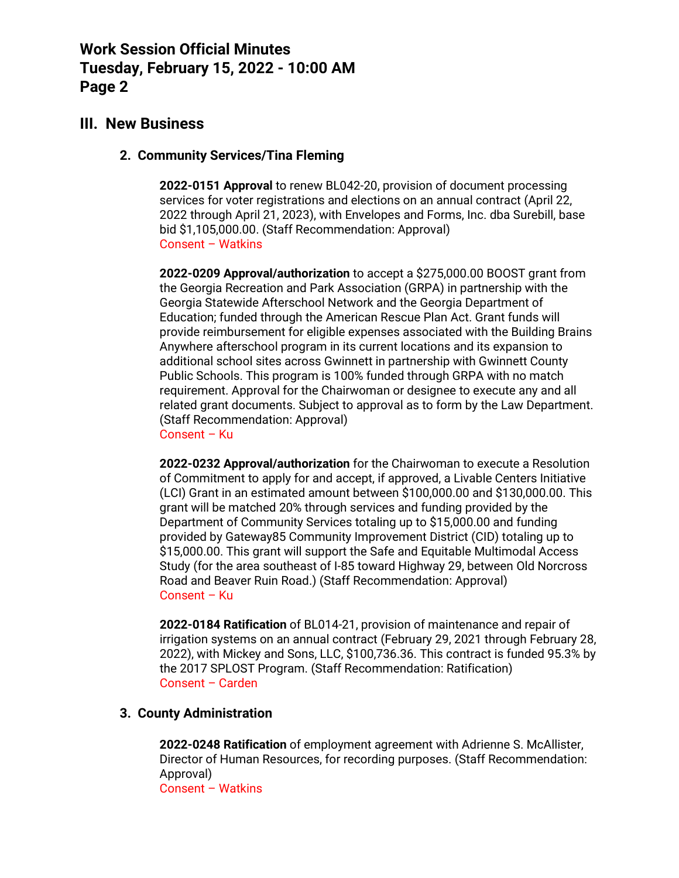## III. New Business

### 2. Community Services/Tina Fleming

**2022-0151 Approval** to renew BL042-20, provision of document processing services for voter registrations and elections on an annual contract (April 22, 2022 through April 21, 2023), with Envelopes and Forms, Inc. dba Surebill, base bid $1,105,000.00. (Staff Recommendation: Approval)
Consent – Watkins

**2022-0209 Approval/authorization** to accept a $275,000.00 BOOST grant from the Georgia Recreation and Park Association (GRPA) in partnership with the Georgia Statewide Afterschool Network and the Georgia Department of Education; funded through the American Rescue Plan Act. Grant funds will provide reimbursement for eligible expenses associated with the Building Brains Anywhere afterschool program in its current locations and its expansion to additional school sites across Gwinnett in partnership with Gwinnett County Public Schools. This program is 100% funded through GRPA with no match requirement. Approval for the Chairwoman or designee to execute any and all related grant documents. Subject to approval as to form by the Law Department. (Staff Recommendation: Approval)
Consent – Ku

**2022-0232 Approval/authorization** for the Chairwoman to execute a Resolution of Commitment to apply for and accept, if approved, a Livable Centers Initiative (LCI) Grant in an estimated amount between $100,000.00 and $130,000.00. This grant will be matched 20% through services and funding provided by the Department of Community Services totaling up to $15,000.00 and funding provided by Gateway85 Community Improvement District (CID) totaling up to $15,000.00. This grant will support the Safe and Equitable Multimodal Access Study (for the area southeast of I-85 toward Highway 29, between Old Norcross Road and Beaver Ruin Road.) (Staff Recommendation: Approval)
Consent – Ku

**2022-0184 Ratification** of BL014-21, provision of maintenance and repair of irrigation systems on an annual contract (February 29, 2021 through February 28, 2022), with Mickey and Sons, LLC, $100,736.36. This contract is funded 95.3% by the 2017 SPLOST Program. (Staff Recommendation: Ratification)
Consent – Carden

### 3. County Administration

**2022-0248 Ratification** of employment agreement with Adrienne S. McAllister, Director of Human Resources, for recording purposes. (Staff Recommendation: Approval)
Consent – Watkins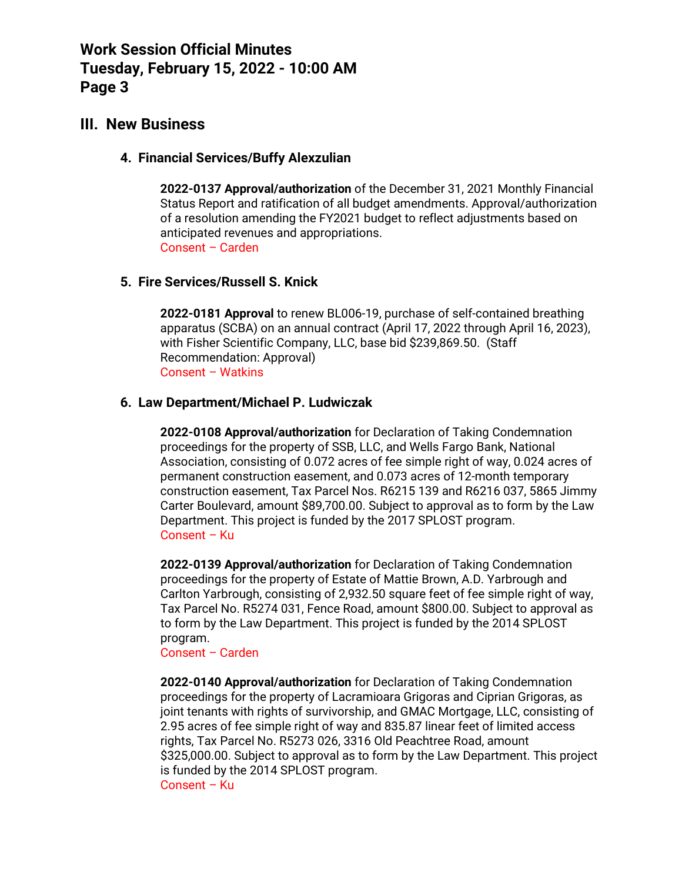## III. New Business

### 4. Financial Services/Buffy Alexzulian

**2022-0137 Approval/authorization** of the December 31, 2021 Monthly Financial Status Report and ratification of all budget amendments. Approval/authorization of a resolution amending the FY2021 budget to reflect adjustments based on anticipated revenues and appropriations.
Consent – Carden

### 5. Fire Services/Russell S. Knick

**2022-0181 Approval** to renew BL006-19, purchase of self-contained breathing apparatus (SCBA) on an annual contract (April 17, 2022 through April 16, 2023), with Fisher Scientific Company, LLC, base bid $239,869.50. (Staff Recommendation: Approval)
Consent – Watkins

### 6. Law Department/Michael P. Ludwiczak

**2022-0108 Approval/authorization** for Declaration of Taking Condemnation proceedings for the property of SSB, LLC, and Wells Fargo Bank, National Association, consisting of 0.072 acres of fee simple right of way, 0.024 acres of permanent construction easement, and 0.073 acres of 12-month temporary construction easement, Tax Parcel Nos. R6215 139 and R6216 037, 5865 Jimmy Carter Boulevard, amount $89,700.00. Subject to approval as to form by the Law Department. This project is funded by the 2017 SPLOST program.
Consent – Ku

**2022-0139 Approval/authorization** for Declaration of Taking Condemnation proceedings for the property of Estate of Mattie Brown, A.D. Yarbrough and Carlton Yarbrough, consisting of 2,932.50 square feet of fee simple right of way, Tax Parcel No. R5274 031, Fence Road, amount $800.00. Subject to approval as to form by the Law Department. This project is funded by the 2014 SPLOST program.
Consent – Carden

**2022-0140 Approval/authorization** for Declaration of Taking Condemnation proceedings for the property of Lacramioara Grigoras and Ciprian Grigoras, as joint tenants with rights of survivorship, and GMAC Mortgage, LLC, consisting of 2.95 acres of fee simple right of way and 835.87 linear feet of limited access rights, Tax Parcel No. R5273 026, 3316 Old Peachtree Road, amount $325,000.00. Subject to approval as to form by the Law Department. This project is funded by the 2014 SPLOST program.
Consent – Ku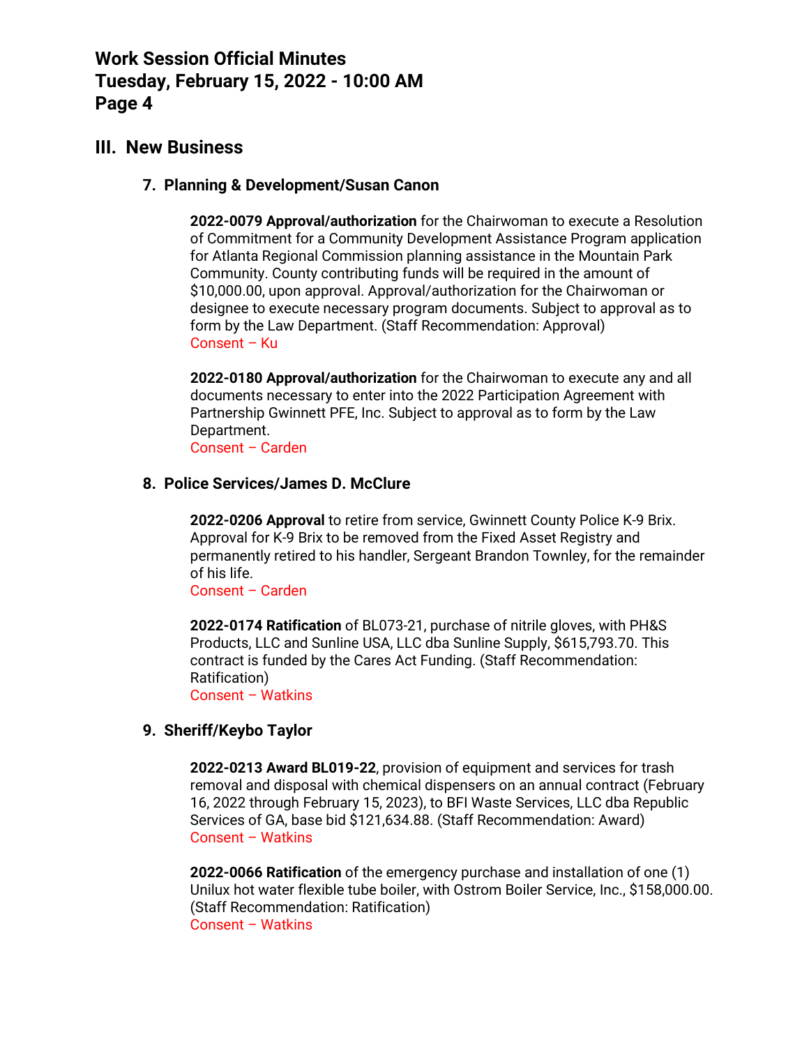## III. New Business

### 7. Planning & Development/Susan Canon

**2022-0079 Approval/authorization** for the Chairwoman to execute a Resolution of Commitment for a Community Development Assistance Program application for Atlanta Regional Commission planning assistance in the Mountain Park Community. County contributing funds will be required in the amount of $10,000.00, upon approval. Approval/authorization for the Chairwoman or designee to execute necessary program documents. Subject to approval as to form by the Law Department. (Staff Recommendation: Approval)
Consent – Ku

**2022-0180 Approval/authorization** for the Chairwoman to execute any and all documents necessary to enter into the 2022 Participation Agreement with Partnership Gwinnett PFE, Inc. Subject to approval as to form by the Law Department.
Consent – Carden

### 8. Police Services/James D. McClure

**2022-0206 Approval** to retire from service, Gwinnett County Police K-9 Brix. Approval for K-9 Brix to be removed from the Fixed Asset Registry and permanently retired to his handler, Sergeant Brandon Townley, for the remainder of his life.
Consent – Carden

**2022-0174 Ratification** of BL073-21, purchase of nitrile gloves, with PH&S Products, LLC and Sunline USA, LLC dba Sunline Supply, $615,793.70. This contract is funded by the Cares Act Funding. (Staff Recommendation: Ratification)
Consent – Watkins

### 9. Sheriff/Keybo Taylor

**2022-0213 Award BL019-22**, provision of equipment and services for trash removal and disposal with chemical dispensers on an annual contract (February 16, 2022 through February 15, 2023), to BFI Waste Services, LLC dba Republic Services of GA, base bid $121,634.88. (Staff Recommendation: Award)
Consent – Watkins

**2022-0066 Ratification** of the emergency purchase and installation of one (1) Unilux hot water flexible tube boiler, with Ostrom Boiler Service, Inc., $158,000.00. (Staff Recommendation: Ratification)
Consent – Watkins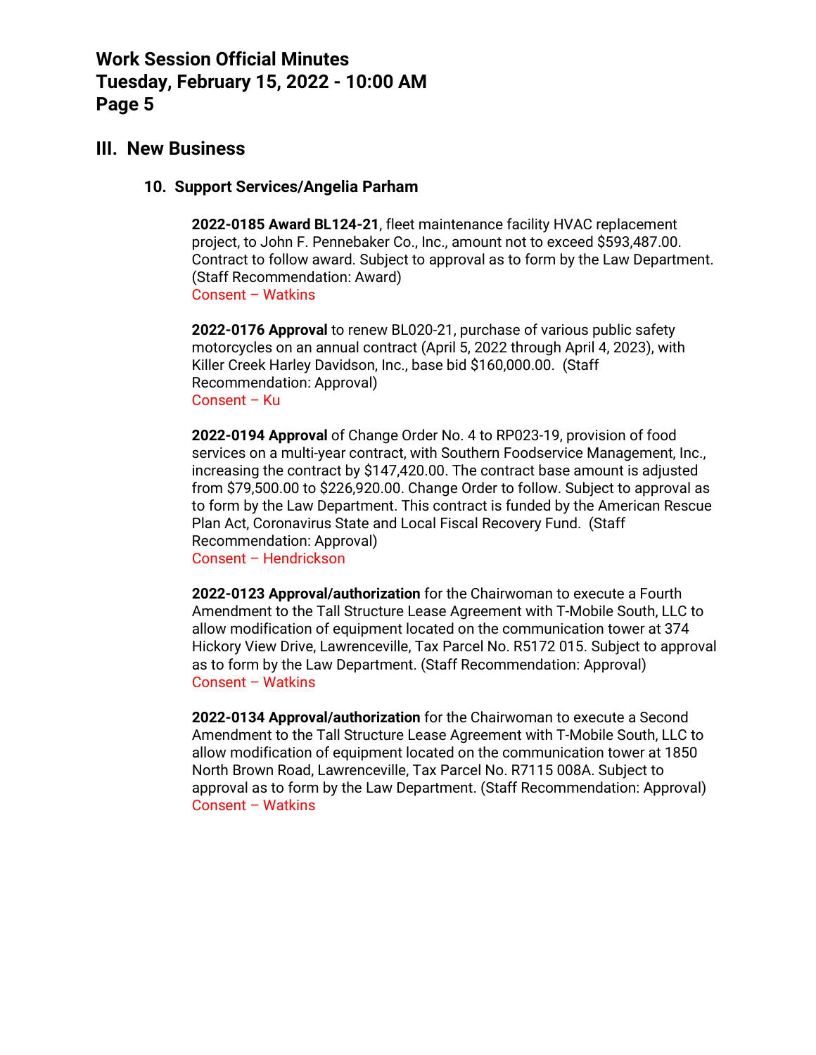## III. New Business

### 10. Support Services/Angelia Parham

**2022-0185 Award BL124-21**, fleet maintenance facility HVAC replacement project, to John F. Pennebaker Co., Inc., amount not to exceed $593,487.00. Contract to follow award. Subject to approval as to form by the Law Department. (Staff Recommendation: Award)
Consent – Watkins

**2022-0176 Approval** to renew BL020-21, purchase of various public safety motorcycles on an annual contract (April 5, 2022 through April 4, 2023), with Killer Creek Harley Davidson, Inc., base bid $160,000.00. (Staff Recommendation: Approval)
Consent – Ku

**2022-0194 Approval** of Change Order No. 4 to RP023-19, provision of food services on a multi-year contract, with Southern Foodservice Management, Inc., increasing the contract by $147,420.00. The contract base amount is adjusted from $79,500.00 to $226,920.00. Change Order to follow. Subject to approval as to form by the Law Department. This contract is funded by the American Rescue Plan Act, Coronavirus State and Local Fiscal Recovery Fund. (Staff Recommendation: Approval)
Consent – Hendrickson

**2022-0123 Approval/authorization** for the Chairwoman to execute a Fourth Amendment to the Tall Structure Lease Agreement with T-Mobile South, LLC to allow modification of equipment located on the communication tower at 374 Hickory View Drive, Lawrenceville, Tax Parcel No. R5172 015. Subject to approval as to form by the Law Department. (Staff Recommendation: Approval)
Consent – Watkins

**2022-0134 Approval/authorization** for the Chairwoman to execute a Second Amendment to the Tall Structure Lease Agreement with T-Mobile South, LLC to allow modification of equipment located on the communication tower at 1850 North Brown Road, Lawrenceville, Tax Parcel No. R7115 008A. Subject to approval as to form by the Law Department. (Staff Recommendation: Approval)
Consent – Watkins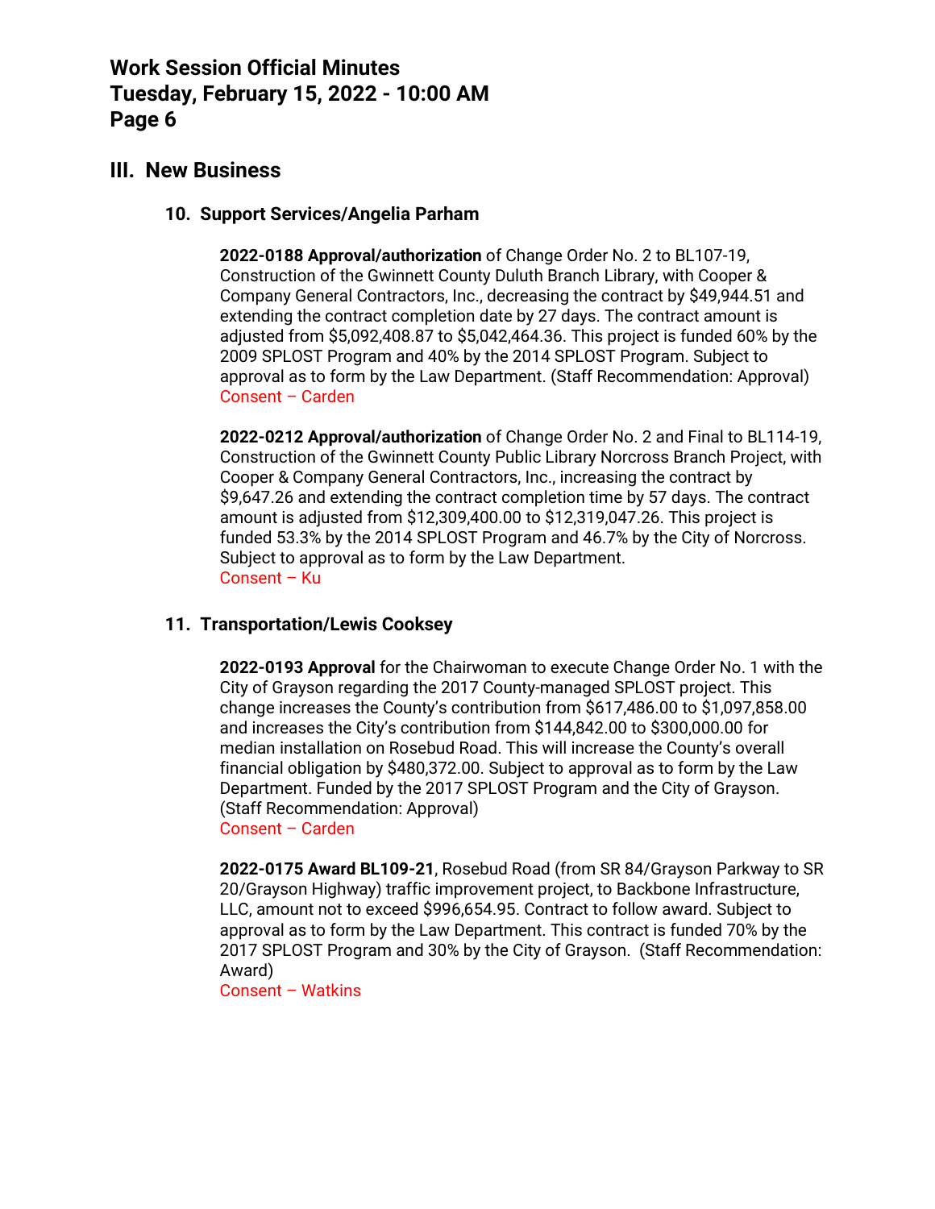## III. New Business

### 10. Support Services/Angelia Parham

**2022-0188 Approval/authorization** of Change Order No. 2 to BL107-19, Construction of the Gwinnett County Duluth Branch Library, with Cooper & Company General Contractors, Inc., decreasing the contract by $49,944.51 and extending the contract completion date by 27 days. The contract amount is adjusted from $5,092,408.87 to $5,042,464.36. This project is funded 60% by the 2009 SPLOST Program and 40% by the 2014 SPLOST Program. Subject to approval as to form by the Law Department. (Staff Recommendation: Approval)
Consent – Carden

**2022-0212 Approval/authorization** of Change Order No. 2 and Final to BL114-19, Construction of the Gwinnett County Public Library Norcross Branch Project, with Cooper & Company General Contractors, Inc., increasing the contract by $9,647.26 and extending the contract completion time by 57 days. The contract amount is adjusted from $12,309,400.00 to $12,319,047.26. This project is funded 53.3% by the 2014 SPLOST Program and 46.7% by the City of Norcross. Subject to approval as to form by the Law Department.
Consent – Ku

### 11. Transportation/Lewis Cooksey

**2022-0193 Approval** for the Chairwoman to execute Change Order No. 1 with the City of Grayson regarding the 2017 County-managed SPLOST project. This change increases the County's contribution from $617,486.00 to $1,097,858.00 and increases the City's contribution from $144,842.00 to $300,000.00 for median installation on Rosebud Road. This will increase the County's overall financial obligation by $480,372.00. Subject to approval as to form by the Law Department. Funded by the 2017 SPLOST Program and the City of Grayson. (Staff Recommendation: Approval)
Consent – Carden

**2022-0175 Award BL109-21**, Rosebud Road (from SR 84/Grayson Parkway to SR 20/Grayson Highway) traffic improvement project, to Backbone Infrastructure, LLC, amount not to exceed $996,654.95. Contract to follow award. Subject to approval as to form by the Law Department. This contract is funded 70% by the 2017 SPLOST Program and 30% by the City of Grayson. (Staff Recommendation: Award)
Consent – Watkins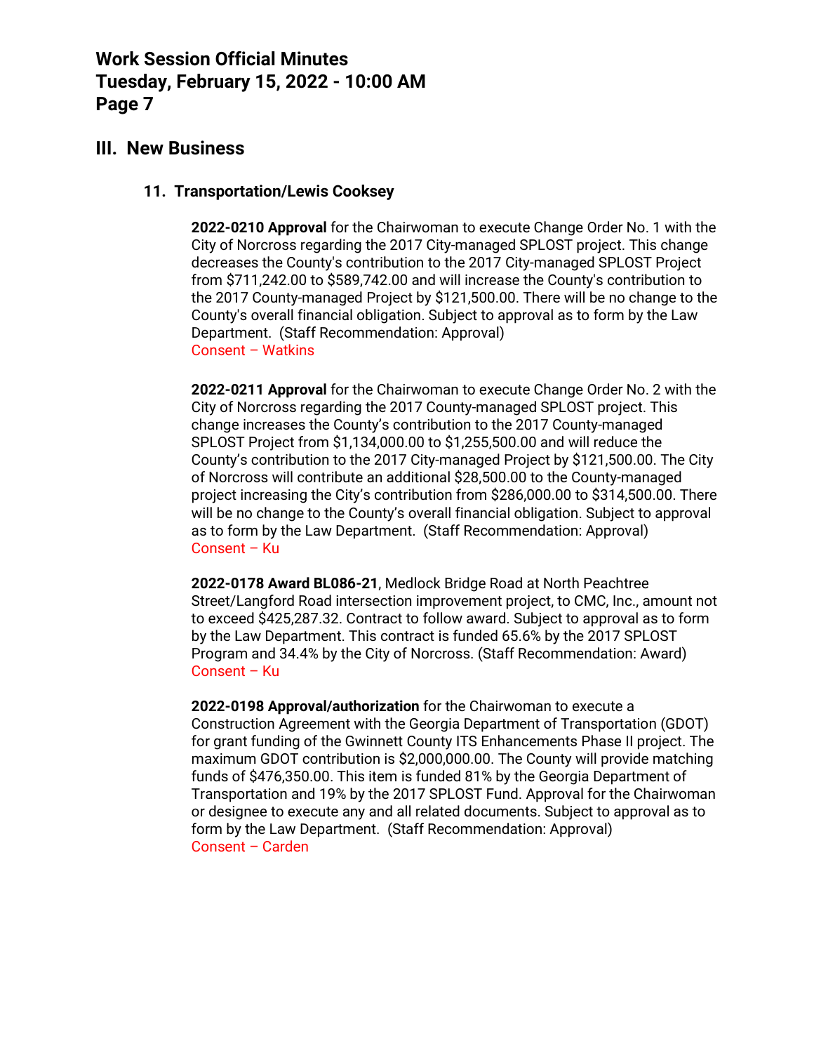## III. New Business

### 11. Transportation/Lewis Cooksey

**2022-0210 Approval** for the Chairwoman to execute Change Order No. 1 with the City of Norcross regarding the 2017 City-managed SPLOST project. This change decreases the County's contribution to the 2017 City-managed SPLOST Project from $711,242.00 to $589,742.00 and will increase the County's contribution to the 2017 County-managed Project by $121,500.00. There will be no change to the County's overall financial obligation. Subject to approval as to form by the Law Department. (Staff Recommendation: Approval)
Consent – Watkins

**2022-0211 Approval** for the Chairwoman to execute Change Order No. 2 with the City of Norcross regarding the 2017 County-managed SPLOST project. This change increases the County's contribution to the 2017 County-managed SPLOST Project from $1,134,000.00 to $1,255,500.00 and will reduce the County's contribution to the 2017 City-managed Project by $121,500.00. The City of Norcross will contribute an additional $28,500.00 to the County-managed project increasing the City's contribution from $286,000.00 to $314,500.00. There will be no change to the County's overall financial obligation. Subject to approval as to form by the Law Department. (Staff Recommendation: Approval)
Consent – Ku

**2022-0178 Award BL086-21**, Medlock Bridge Road at North Peachtree Street/Langford Road intersection improvement project, to CMC, Inc., amount not to exceed $425,287.32. Contract to follow award. Subject to approval as to form by the Law Department. This contract is funded 65.6% by the 2017 SPLOST Program and 34.4% by the City of Norcross. (Staff Recommendation: Award)
Consent – Ku

**2022-0198 Approval/authorization** for the Chairwoman to execute a Construction Agreement with the Georgia Department of Transportation (GDOT) for grant funding of the Gwinnett County ITS Enhancements Phase II project. The maximum GDOT contribution is $2,000,000.00. The County will provide matching funds of $476,350.00. This item is funded 81% by the Georgia Department of Transportation and 19% by the 2017 SPLOST Fund. Approval for the Chairwoman or designee to execute any and all related documents. Subject to approval as to form by the Law Department. (Staff Recommendation: Approval)
Consent – Carden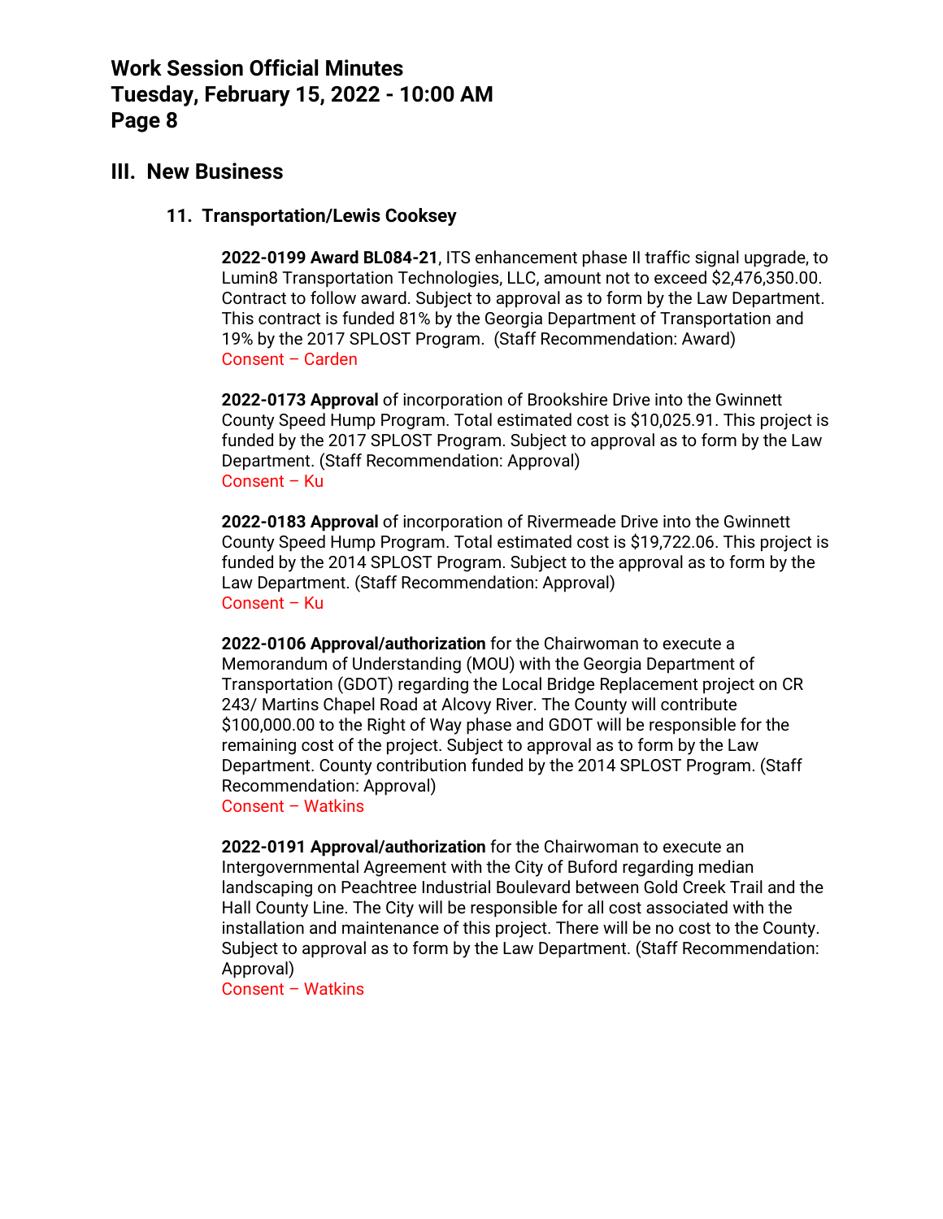## III. New Business

### 11. Transportation/Lewis Cooksey

**2022-0199 Award BL084-21**, ITS enhancement phase II traffic signal upgrade, to Lumin8 Transportation Technologies, LLC, amount not to exceed $2,476,350.00. Contract to follow award. Subject to approval as to form by the Law Department. This contract is funded 81% by the Georgia Department of Transportation and 19% by the 2017 SPLOST Program. (Staff Recommendation: Award)
Consent – Carden

**2022-0173 Approval** of incorporation of Brookshire Drive into the Gwinnett County Speed Hump Program. Total estimated cost is $10,025.91. This project is funded by the 2017 SPLOST Program. Subject to approval as to form by the Law Department. (Staff Recommendation: Approval)
Consent – Ku

**2022-0183 Approval** of incorporation of Rivermeade Drive into the Gwinnett County Speed Hump Program. Total estimated cost is $19,722.06. This project is funded by the 2014 SPLOST Program. Subject to the approval as to form by the Law Department. (Staff Recommendation: Approval)
Consent – Ku

**2022-0106 Approval/authorization** for the Chairwoman to execute a Memorandum of Understanding (MOU) with the Georgia Department of Transportation (GDOT) regarding the Local Bridge Replacement project on CR 243/ Martins Chapel Road at Alcovy River. The County will contribute $100,000.00 to the Right of Way phase and GDOT will be responsible for the remaining cost of the project. Subject to approval as to form by the Law Department. County contribution funded by the 2014 SPLOST Program. (Staff Recommendation: Approval)
Consent – Watkins

**2022-0191 Approval/authorization** for the Chairwoman to execute an Intergovernmental Agreement with the City of Buford regarding median landscaping on Peachtree Industrial Boulevard between Gold Creek Trail and the Hall County Line. The City will be responsible for all cost associated with the installation and maintenance of this project. There will be no cost to the County. Subject to approval as to form by the Law Department. (Staff Recommendation: Approval)
Consent – Watkins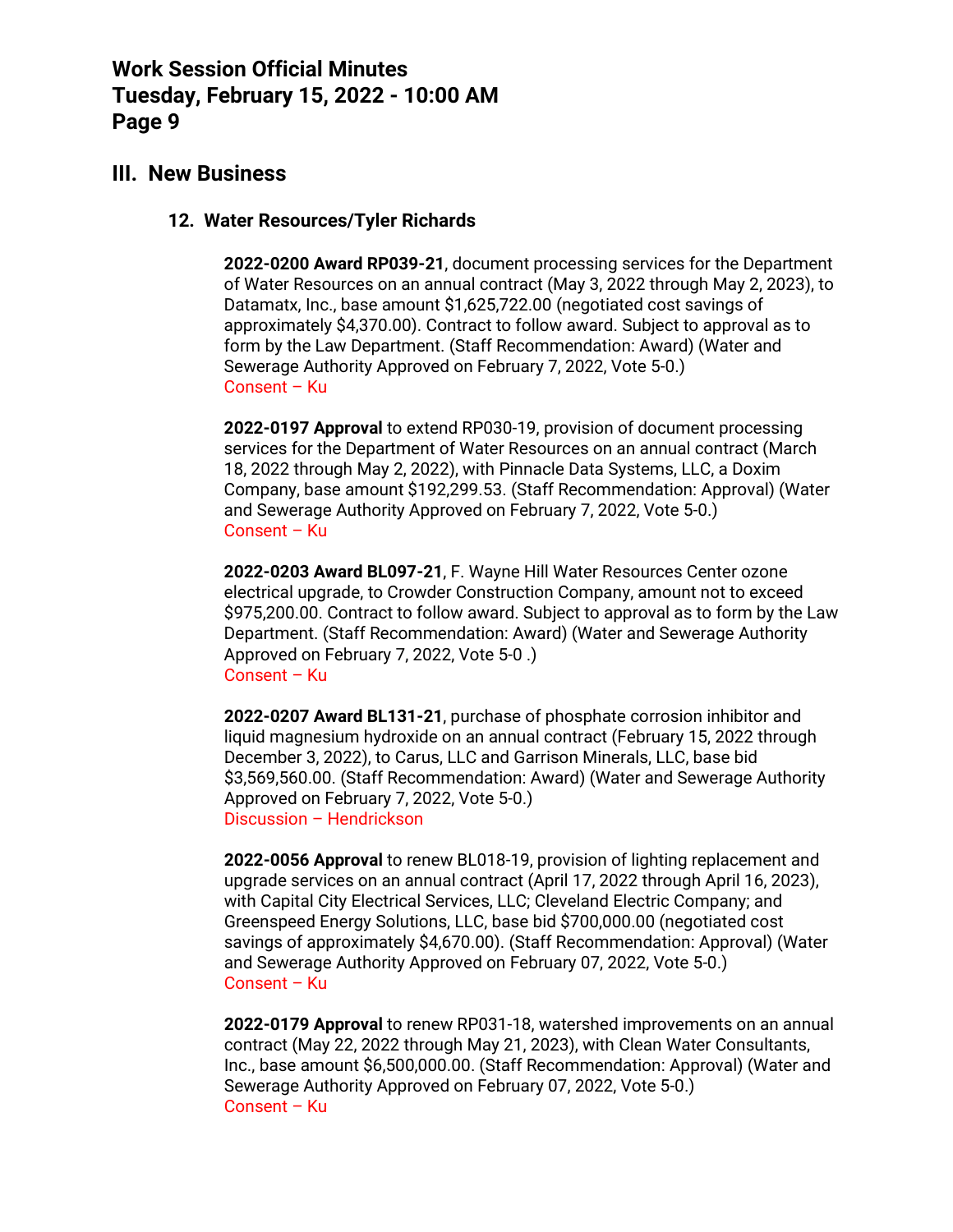## III. New Business

### 12. Water Resources/Tyler Richards

**2022-0200 Award RP039-21**, document processing services for the Department of Water Resources on an annual contract (May 3, 2022 through May 2, 2023), to Datamatx, Inc., base amount $1,625,722.00 (negotiated cost savings of approximately $4,370.00). Contract to follow award. Subject to approval as to form by the Law Department. (Staff Recommendation: Award) (Water and Sewerage Authority Approved on February 7, 2022, Vote 5-0.)
Consent – Ku

**2022-0197 Approval** to extend RP030-19, provision of document processing services for the Department of Water Resources on an annual contract (March 18, 2022 through May 2, 2022), with Pinnacle Data Systems, LLC, a Doxim Company, base amount $192,299.53. (Staff Recommendation: Approval) (Water and Sewerage Authority Approved on February 7, 2022, Vote 5-0.)
Consent – Ku

**2022-0203 Award BL097-21**, F. Wayne Hill Water Resources Center ozone electrical upgrade, to Crowder Construction Company, amount not to exceed $975,200.00. Contract to follow award. Subject to approval as to form by the Law Department. (Staff Recommendation: Award) (Water and Sewerage Authority Approved on February 7, 2022, Vote 5-0 .)
Consent – Ku

**2022-0207 Award BL131-21**, purchase of phosphate corrosion inhibitor and liquid magnesium hydroxide on an annual contract (February 15, 2022 through December 3, 2022), to Carus, LLC and Garrison Minerals, LLC, base bid $3,569,560.00. (Staff Recommendation: Award) (Water and Sewerage Authority Approved on February 7, 2022, Vote 5-0.)
Discussion – Hendrickson

**2022-0056 Approval** to renew BL018-19, provision of lighting replacement and upgrade services on an annual contract (April 17, 2022 through April 16, 2023), with Capital City Electrical Services, LLC; Cleveland Electric Company; and Greenspeed Energy Solutions, LLC, base bid $700,000.00 (negotiated cost savings of approximately $4,670.00). (Staff Recommendation: Approval) (Water and Sewerage Authority Approved on February 07, 2022, Vote 5-0.)
Consent – Ku

**2022-0179 Approval** to renew RP031-18, watershed improvements on an annual contract (May 22, 2022 through May 21, 2023), with Clean Water Consultants, Inc., base amount $6,500,000.00. (Staff Recommendation: Approval) (Water and Sewerage Authority Approved on February 07, 2022, Vote 5-0.)
Consent – Ku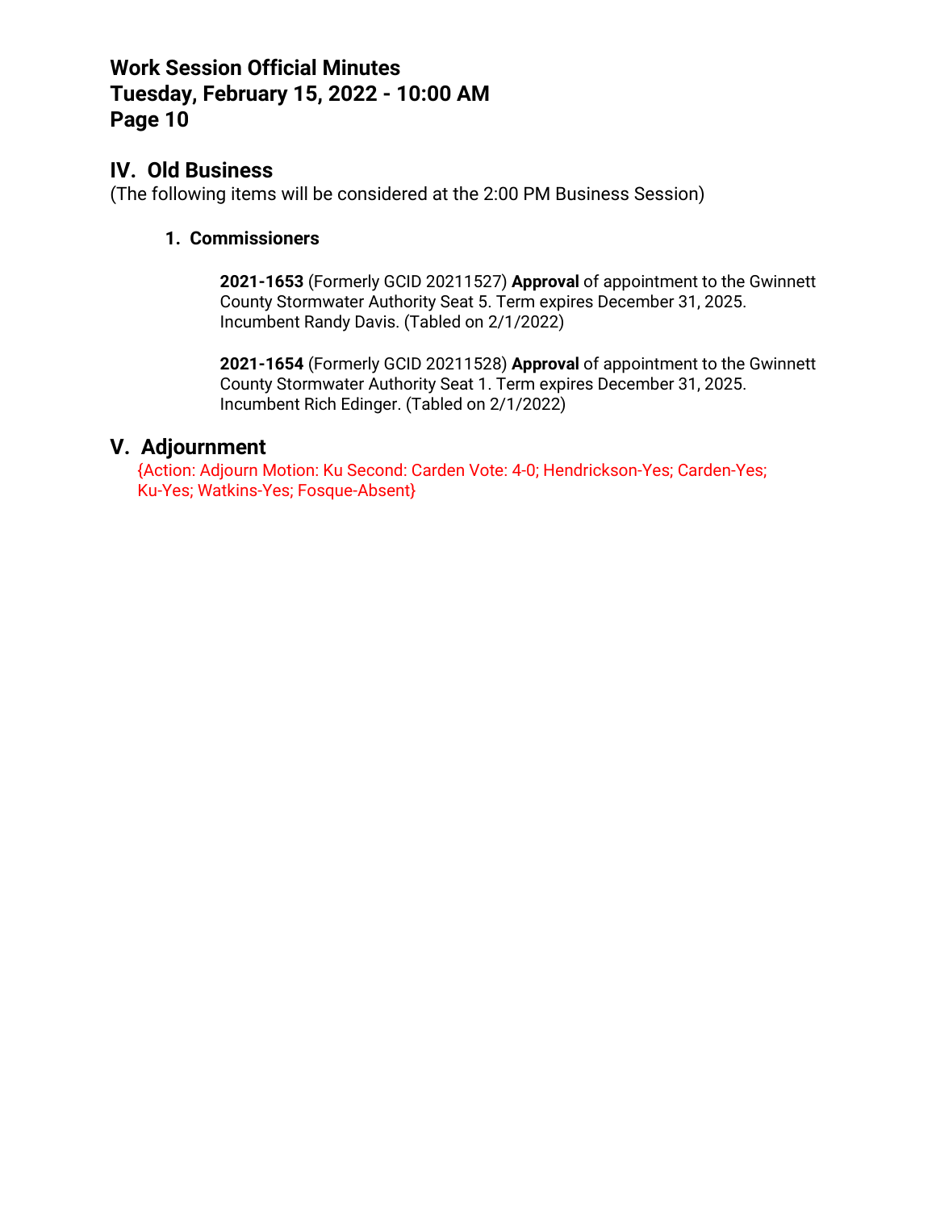## IV. Old Business

(The following items will be considered at the 2:00 PM Business Session)

### 1. Commissioners

**2021-1653** (Formerly GCID 20211527) **Approval** of appointment to the Gwinnett County Stormwater Authority Seat 5. Term expires December 31, 2025. Incumbent Randy Davis. (Tabled on 2/1/2022)

**2021-1654** (Formerly GCID 20211528) **Approval** of appointment to the Gwinnett County Stormwater Authority Seat 1. Term expires December 31, 2025. Incumbent Rich Edinger. (Tabled on 2/1/2022)

## V. Adjournment

{Action: Adjourn Motion: Ku Second: Carden Vote: 4-0; Hendrickson-Yes; Carden-Yes; Ku-Yes; Watkins-Yes; Fosque-Absent}